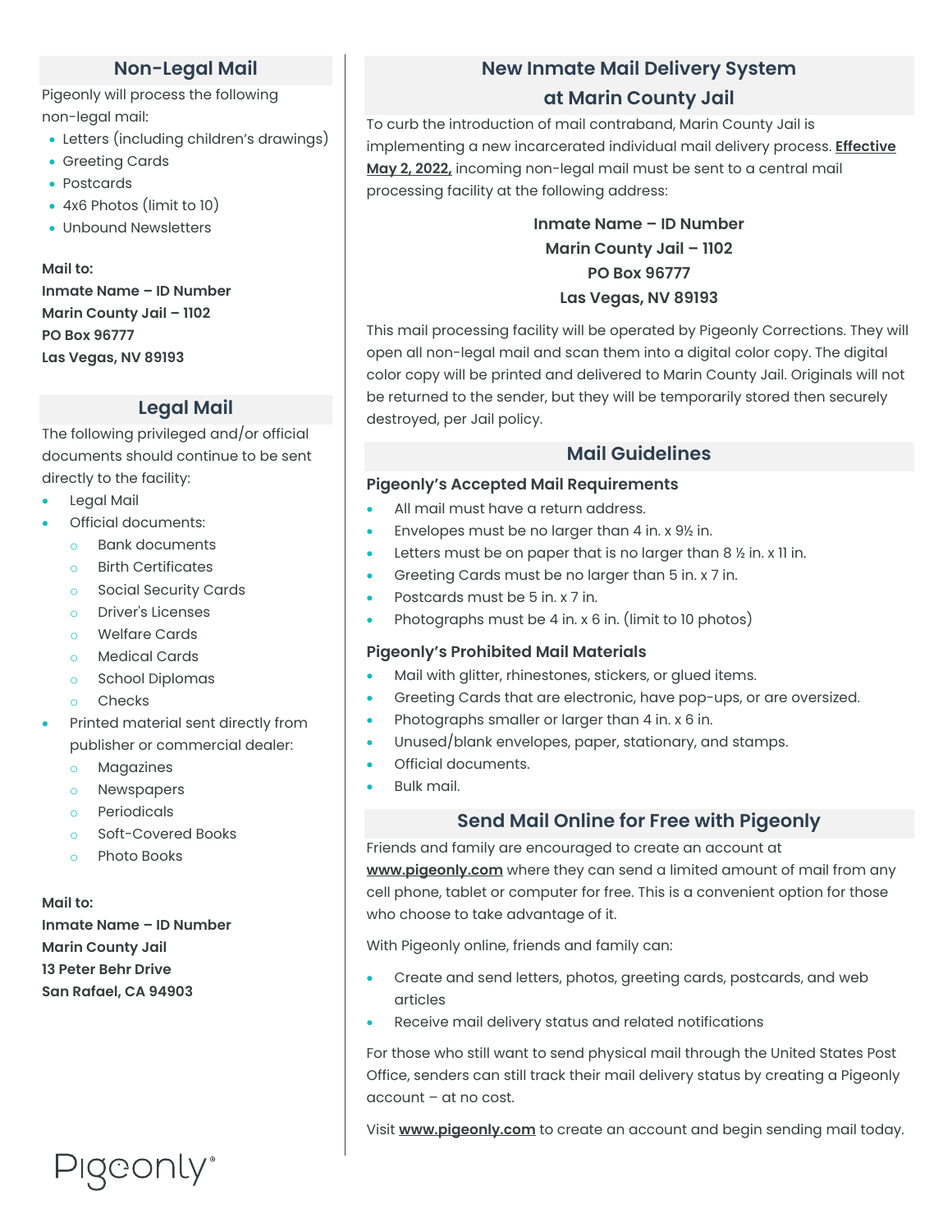# New Inmate Mail Delivery System at Marin County Jail

To curb the introduction of mail contraband, Marin County Jail is implementing a new incarcerated individual mail delivery process. **Effective May 2, 2022,** incoming non-legal mail must be sent to a central mail processing facility at the following address:

**Inmate Name – ID Number**
**Marin County Jail – 1102**
**PO Box 96777**
**Las Vegas, NV 89193**

This mail processing facility will be operated by Pigeonly Corrections. They will open all non-legal mail and scan them into a digital color copy. The digital color copy will be printed and delivered to Marin County Jail. Originals will not be returned to the sender, but they will be temporarily stored then securely destroyed, per Jail policy.

## Non-Legal Mail

Pigeonly will process the following non-legal mail:

- Letters (including children's drawings)
- Greeting Cards
- Postcards
- 4x6 Photos (limit to 10)
- Unbound Newsletters

**Mail to:**
**Inmate Name – ID Number**
**Marin County Jail – 1102**
**PO Box 96777**
**Las Vegas, NV 89193**

## Legal Mail

The following privileged and/or official documents should continue to be sent directly to the facility:

- Legal Mail
- Official documents:
  - Bank documents
  - Birth Certificates
  - Social Security Cards
  - Driver's Licenses
  - Welfare Cards
  - Medical Cards
  - School Diplomas
  - Checks
- Printed material sent directly from publisher or commercial dealer:
  - Magazines
  - Newspapers
  - Periodicals
  - Soft-Covered Books
  - Photo Books

**Mail to:**
**Inmate Name – ID Number**
**Marin County Jail**
**13 Peter Behr Drive**
**San Rafael, CA 94903**

## Mail Guidelines

### Pigeonly's Accepted Mail Requirements

- All mail must have a return address.
- Envelopes must be no larger than 4 in. x 9½ in.
- Letters must be on paper that is no larger than 8 ½ in. x 11 in.
- Greeting Cards must be no larger than 5 in. x 7 in.
- Postcards must be 5 in. x 7 in.
- Photographs must be 4 in. x 6 in. (limit to 10 photos)

### Pigeonly's Prohibited Mail Materials

- Mail with glitter, rhinestones, stickers, or glued items.
- Greeting Cards that are electronic, have pop-ups, or are oversized.
- Photographs smaller or larger than 4 in. x 6 in.
- Unused/blank envelopes, paper, stationary, and stamps.
- Official documents.
- Bulk mail.

## Send Mail Online for Free with Pigeonly

Friends and family are encouraged to create an account at **www.pigeonly.com** where they can send a limited amount of mail from any cell phone, tablet or computer for free. This is a convenient option for those who choose to take advantage of it.

With Pigeonly online, friends and family can:

- Create and send letters, photos, greeting cards, postcards, and web articles
- Receive mail delivery status and related notifications

For those who still want to send physical mail through the United States Post Office, senders can still track their mail delivery status by creating a Pigeonly account – at no cost.

Visit **www.pigeonly.com** to create an account and begin sending mail today.

Pigeonly®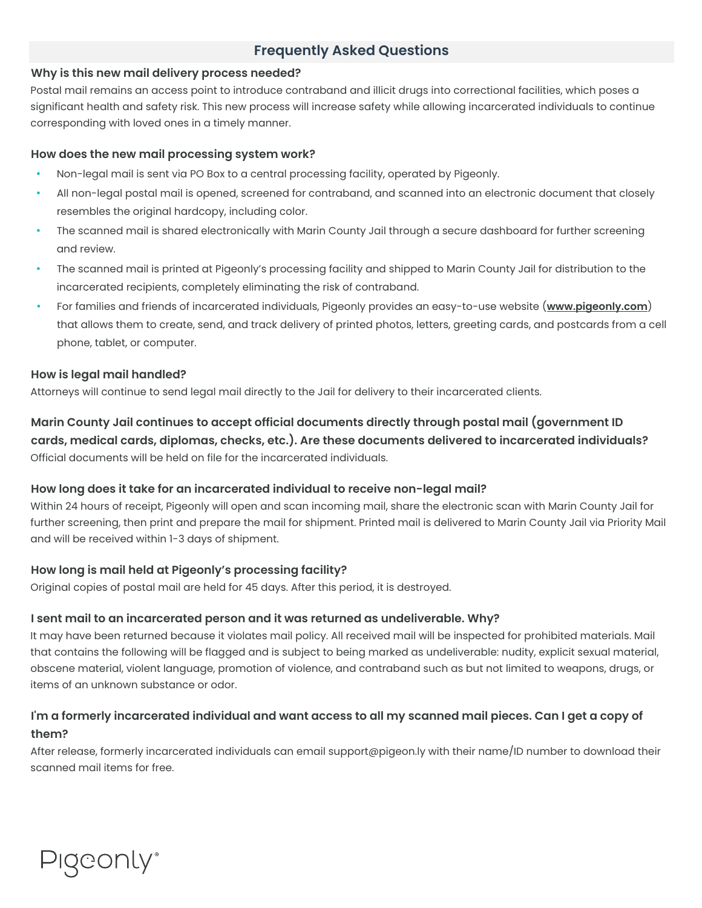## Frequently Asked Questions

### Why is this new mail delivery process needed?

Postal mail remains an access point to introduce contraband and illicit drugs into correctional facilities, which poses a significant health and safety risk. This new process will increase safety while allowing incarcerated individuals to continue corresponding with loved ones in a timely manner.

### How does the new mail processing system work?

- Non-legal mail is sent via PO Box to a central processing facility, operated by Pigeonly.
- All non-legal postal mail is opened, screened for contraband, and scanned into an electronic document that closely resembles the original hardcopy, including color.
- The scanned mail is shared electronically with Marin County Jail through a secure dashboard for further screening and review.
- The scanned mail is printed at Pigeonly's processing facility and shipped to Marin County Jail for distribution to the incarcerated recipients, completely eliminating the risk of contraband.
- For families and friends of incarcerated individuals, Pigeonly provides an easy-to-use website (**www.pigeonly.com**) that allows them to create, send, and track delivery of printed photos, letters, greeting cards, and postcards from a cell phone, tablet, or computer.

### How is legal mail handled?

Attorneys will continue to send legal mail directly to the Jail for delivery to their incarcerated clients.

### Marin County Jail continues to accept official documents directly through postal mail (government ID cards, medical cards, diplomas, checks, etc.). Are these documents delivered to incarcerated individuals?

Official documents will be held on file for the incarcerated individuals.

### How long does it take for an incarcerated individual to receive non-legal mail?

Within 24 hours of receipt, Pigeonly will open and scan incoming mail, share the electronic scan with Marin County Jail for further screening, then print and prepare the mail for shipment. Printed mail is delivered to Marin County Jail via Priority Mail and will be received within 1-3 days of shipment.

### How long is mail held at Pigeonly's processing facility?

Original copies of postal mail are held for 45 days. After this period, it is destroyed.

### I sent mail to an incarcerated person and it was returned as undeliverable. Why?

It may have been returned because it violates mail policy. All received mail will be inspected for prohibited materials. Mail that contains the following will be flagged and is subject to being marked as undeliverable: nudity, explicit sexual material, obscene material, violent language, promotion of violence, and contraband such as but not limited to weapons, drugs, or items of an unknown substance or odor.

### I'm a formerly incarcerated individual and want access to all my scanned mail pieces. Can I get a copy of them?

After release, formerly incarcerated individuals can email support@pigeon.ly with their name/ID number to download their scanned mail items for free.

Pigeonly®